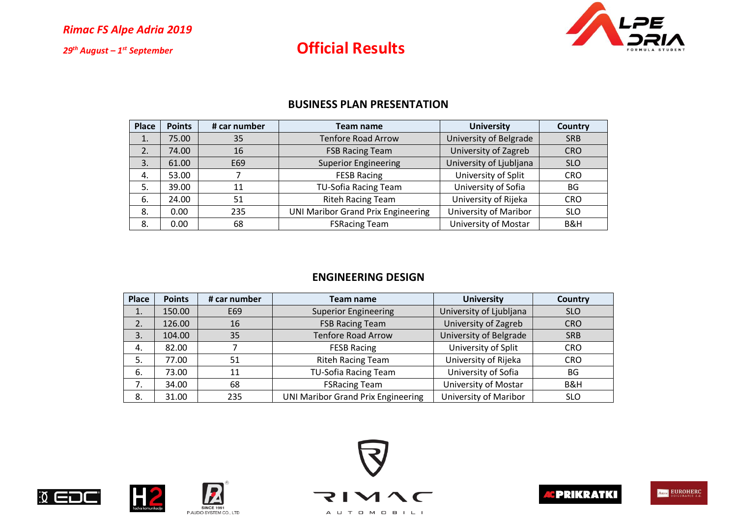*Rimac FS Alpe Adria 2019*

*29th August – 1st September*

# Official Results

## BUSINESS PLAN PRESENTATION

| Place | Points | # car number | Team name | University | Country |
|---|---|---|---|---|---|
| 1. | 75.00 | 35 | Tenfore Road Arrow | University of Belgrade | SRB |
| 2. | 74.00 | 16 | FSB Racing Team | University of Zagreb | CRO |
| 3. | 61.00 | E69 | Superior Engineering | University of Ljubljana | SLO |
| 4. | 53.00 | 7 | FESB Racing | University of Split | CRO |
| 5. | 39.00 | 11 | TU-Sofia Racing Team | University of Sofia | BG |
| 6. | 24.00 | 51 | Riteh Racing Team | University of Rijeka | CRO |
| 8. | 0.00 | 235 | UNI Maribor Grand Prix Engineering | University of Maribor | SLO |
| 8. | 0.00 | 68 | FSRacing Team | University of Mostar | B&H |

## ENGINEERING DESIGN

| Place | Points | # car number | Team name | University | Country |
|---|---|---|---|---|---|
| 1. | 150.00 | E69 | Superior Engineering | University of Ljubljana | SLO |
| 2. | 126.00 | 16 | FSB Racing Team | University of Zagreb | CRO |
| 3. | 104.00 | 35 | Tenfore Road Arrow | University of Belgrade | SRB |
| 4. | 82.00 | 7 | FESB Racing | University of Split | CRO |
| 5. | 77.00 | 51 | Riteh Racing Team | University of Rijeka | CRO |
| 6. | 73.00 | 11 | TU-Sofia Racing Team | University of Sofia | BG |
| 7. | 34.00 | 68 | FSRacing Team | University of Mostar | B&H |
| 8. | 31.00 | 235 | UNI Maribor Grand Prix Engineering | University of Maribor | SLO |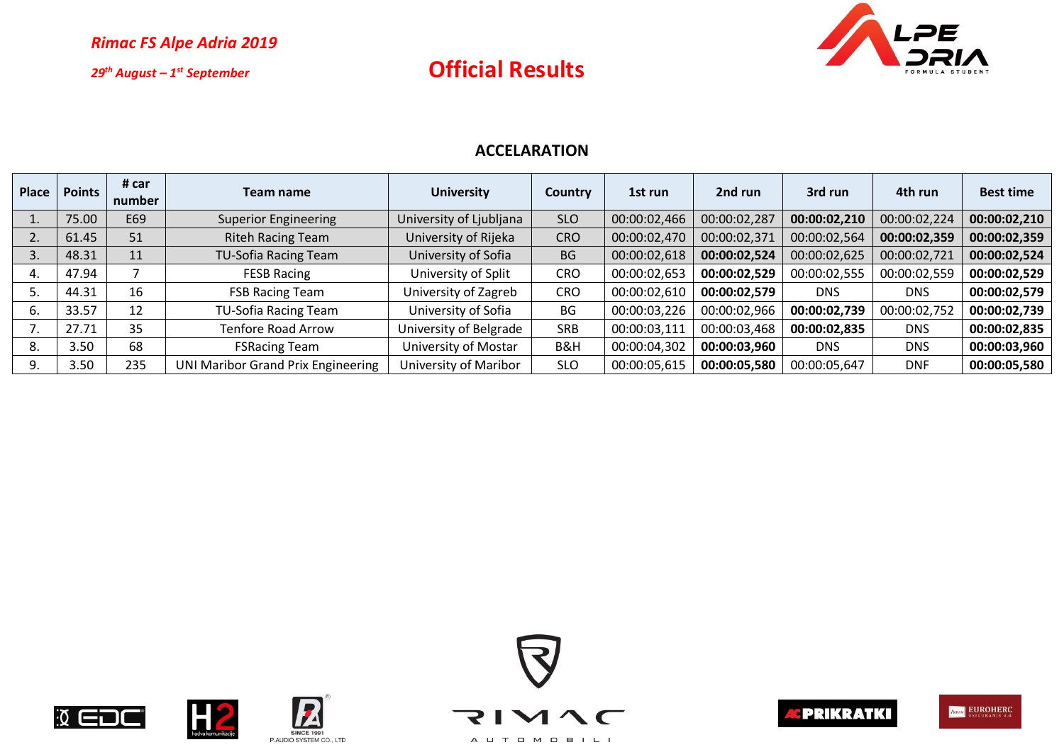*Rimac FS Alpe Adria 2019*

*29th August – 1st September*

# Official Results

## ACCELARATION

| Place | Points | # car number | Team name | University | Country | 1st run | 2nd run | 3rd run | 4th run | Best time |
|---|---|---|---|---|---|---|---|---|---|---|
| 1. | 75.00 | E69 | Superior Engineering | University of Ljubljana | SLO | 00:00:02,466 | 00:00:02,287 | **00:00:02,210** | 00:00:02,224 | **00:00:02,210** |
| 2. | 61.45 | 51 | Riteh Racing Team | University of Rijeka | CRO | 00:00:02,470 | 00:00:02,371 | 00:00:02,564 | **00:00:02,359** | **00:00:02,359** |
| 3. | 48.31 | 11 | TU-Sofia Racing Team | University of Sofia | BG | 00:00:02,618 | **00:00:02,524** | 00:00:02,625 | 00:00:02,721 | **00:00:02,524** |
| 4. | 47.94 | 7 | FESB Racing | University of Split | CRO | 00:00:02,653 | **00:00:02,529** | 00:00:02,555 | 00:00:02,559 | **00:00:02,529** |
| 5. | 44.31 | 16 | FSB Racing Team | University of Zagreb | CRO | 00:00:02,610 | **00:00:02,579** | DNS | DNS | **00:00:02,579** |
| 6. | 33.57 | 12 | TU-Sofia Racing Team | University of Sofia | BG | 00:00:03,226 | 00:00:02,966 | **00:00:02,739** | 00:00:02,752 | **00:00:02,739** |
| 7. | 27.71 | 35 | Tenfore Road Arrow | University of Belgrade | SRB | 00:00:03,111 | 00:00:03,468 | **00:00:02,835** | DNS | **00:00:02,835** |
| 8. | 3.50 | 68 | FSRacing Team | University of Mostar | B&H | 00:00:04,302 | **00:00:03,960** | DNS | DNS | **00:00:03,960** |
| 9. | 3.50 | 235 | UNI Maribor Grand Prix Engineering | University of Maribor | SLO | 00:00:05,615 | **00:00:05,580** | 00:00:05,647 | DNF | **00:00:05,580** |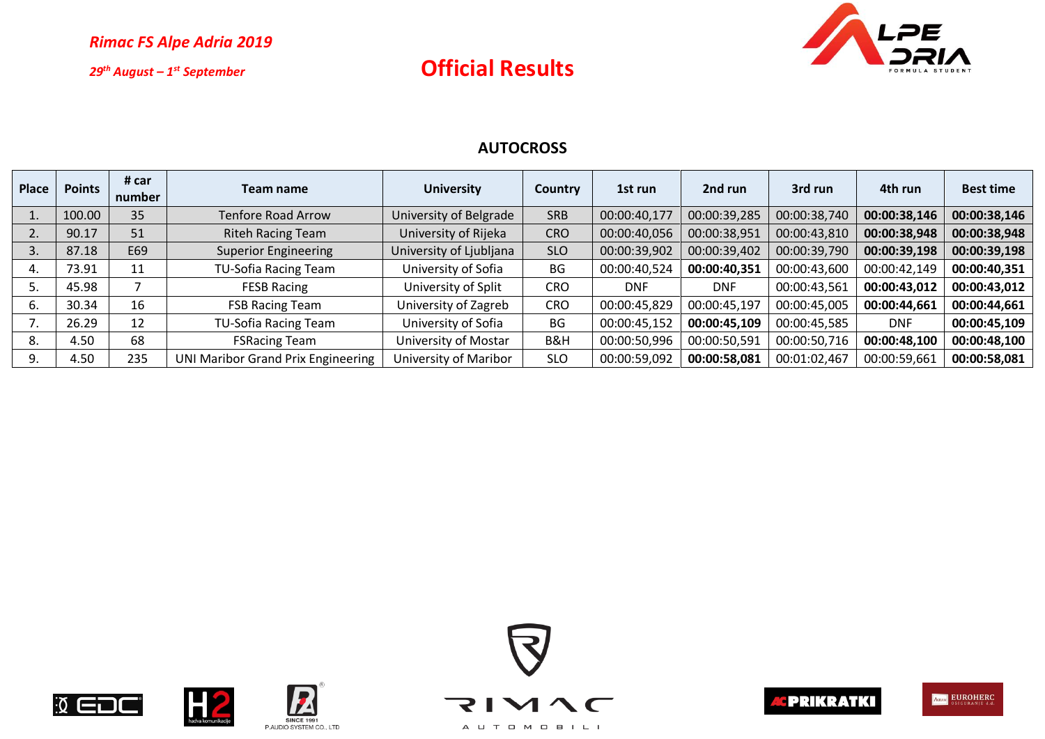*Rimac FS Alpe Adria 2019*

*29th August – 1st September*

# Official Results

## AUTOCROSS

| Place | Points | # car number | Team name | University | Country | 1st run | 2nd run | 3rd run | 4th run | Best time |
|---|---|---|---|---|---|---|---|---|---|---|
| 1. | 100.00 | 35 | Tenfore Road Arrow | University of Belgrade | SRB | 00:00:40,177 | 00:00:39,285 | 00:00:38,740 | **00:00:38,146** | **00:00:38,146** |
| 2. | 90.17 | 51 | Riteh Racing Team | University of Rijeka | CRO | 00:00:40,056 | 00:00:38,951 | 00:00:43,810 | **00:00:38,948** | **00:00:38,948** |
| 3. | 87.18 | E69 | Superior Engineering | University of Ljubljana | SLO | 00:00:39,902 | 00:00:39,402 | 00:00:39,790 | **00:00:39,198** | **00:00:39,198** |
| 4. | 73.91 | 11 | TU-Sofia Racing Team | University of Sofia | BG | 00:00:40,524 | **00:00:40,351** | 00:00:43,600 | 00:00:42,149 | **00:00:40,351** |
| 5. | 45.98 | 7 | FESB Racing | University of Split | CRO | DNF | DNF | 00:00:43,561 | **00:00:43,012** | **00:00:43,012** |
| 6. | 30.34 | 16 | FSB Racing Team | University of Zagreb | CRO | 00:00:45,829 | 00:00:45,197 | 00:00:45,005 | **00:00:44,661** | **00:00:44,661** |
| 7. | 26.29 | 12 | TU-Sofia Racing Team | University of Sofia | BG | 00:00:45,152 | **00:00:45,109** | 00:00:45,585 | DNF | **00:00:45,109** |
| 8. | 4.50 | 68 | FSRacing Team | University of Mostar | B&H | 00:00:50,996 | 00:00:50,591 | 00:00:50,716 | **00:00:48,100** | **00:00:48,100** |
| 9. | 4.50 | 235 | UNI Maribor Grand Prix Engineering | University of Maribor | SLO | 00:00:59,092 | **00:00:58,081** | 00:01:02,467 | 00:00:59,661 | **00:00:58,081** |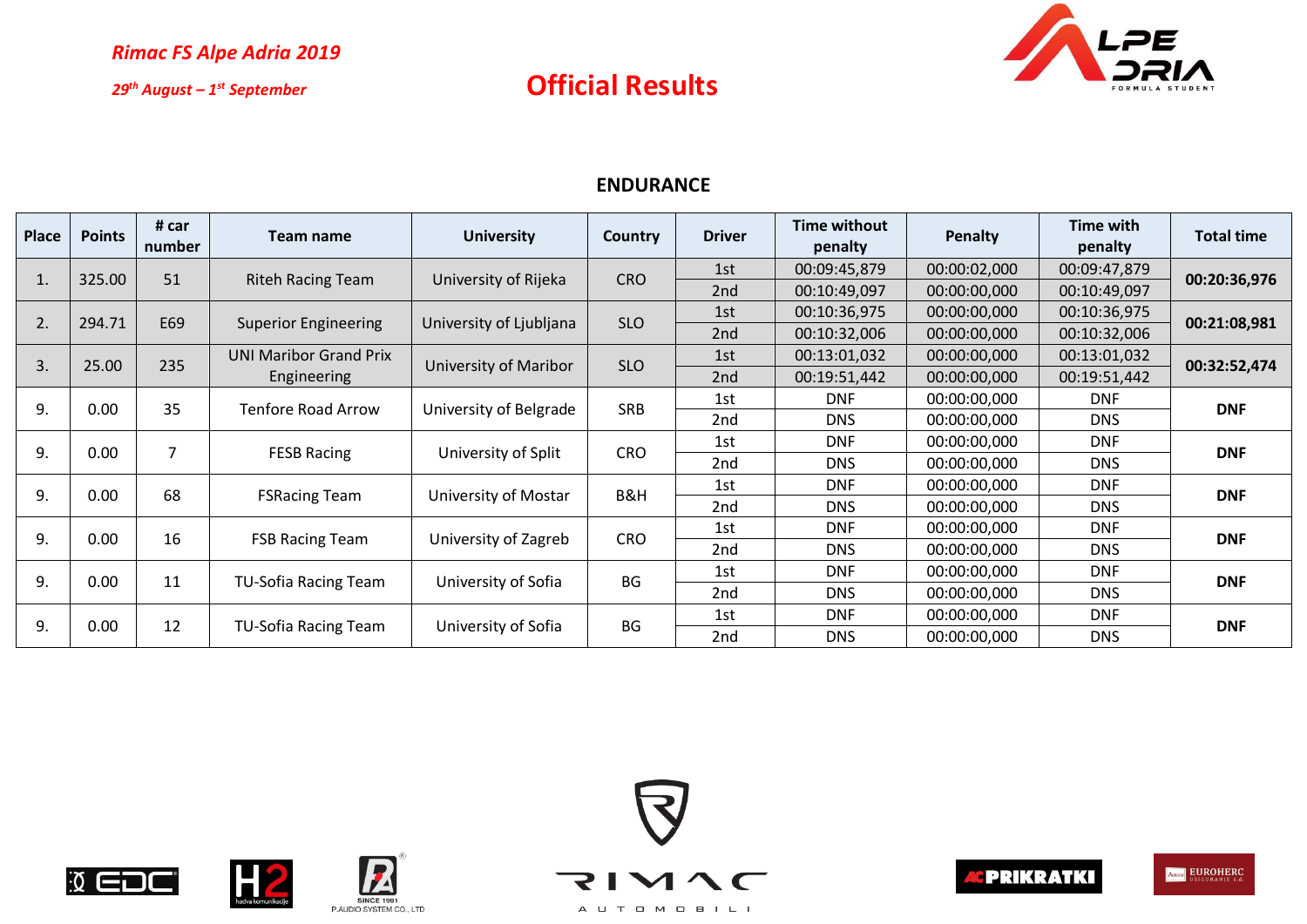*Rimac FS Alpe Adria 2019*

*29th August – 1st September*

# Official Results

## ENDURANCE

| Place | Points | # car number | Team name | University | Country | Driver | Time without penalty | Penalty | Time with penalty | Total time |
|---|---|---|---|---|---|---|---|---|---|---|
| 1. | 325.00 | 51 | Riteh Racing Team | University of Rijeka | CRO | 1st | 00:09:45,879 | 00:00:02,000 | 00:09:47,879 | **00:20:36,976** |
| | | | | | | 2nd | 00:10:49,097 | 00:00:00,000 | 00:10:49,097 | |
| 2. | 294.71 | E69 | Superior Engineering | University of Ljubljana | SLO | 1st | 00:10:36,975 | 00:00:00,000 | 00:10:36,975 | **00:21:08,981** |
| | | | | | | 2nd | 00:10:32,006 | 00:00:00,000 | 00:10:32,006 | |
| 3. | 25.00 | 235 | UNI Maribor Grand Prix Engineering | University of Maribor | SLO | 1st | 00:13:01,032 | 00:00:00,000 | 00:13:01,032 | **00:32:52,474** |
| | | | | | | 2nd | 00:19:51,442 | 00:00:00,000 | 00:19:51,442 | |
| 9. | 0.00 | 35 | Tenfore Road Arrow | University of Belgrade | SRB | 1st | DNF | 00:00:00,000 | DNF | **DNF** |
| | | | | | | 2nd | DNS | 00:00:00,000 | DNS | |
| 9. | 0.00 | 7 | FESB Racing | University of Split | CRO | 1st | DNF | 00:00:00,000 | DNF | **DNF** |
| | | | | | | 2nd | DNS | 00:00:00,000 | DNS | |
| 9. | 0.00 | 68 | FSRacing Team | University of Mostar | B&H | 1st | DNF | 00:00:00,000 | DNF | **DNF** |
| | | | | | | 2nd | DNS | 00:00:00,000 | DNS | |
| 9. | 0.00 | 16 | FSB Racing Team | University of Zagreb | CRO | 1st | DNF | 00:00:00,000 | DNF | **DNF** |
| | | | | | | 2nd | DNS | 00:00:00,000 | DNS | |
| 9. | 0.00 | 11 | TU-Sofia Racing Team | University of Sofia | BG | 1st | DNF | 00:00:00,000 | DNF | **DNF** |
| | | | | | | 2nd | DNS | 00:00:00,000 | DNS | |
| 9. | 0.00 | 12 | TU-Sofia Racing Team | University of Sofia | BG | 1st | DNF | 00:00:00,000 | DNF | **DNF** |
| | | | | | | 2nd | DNS | 00:00:00,000 | DNS | |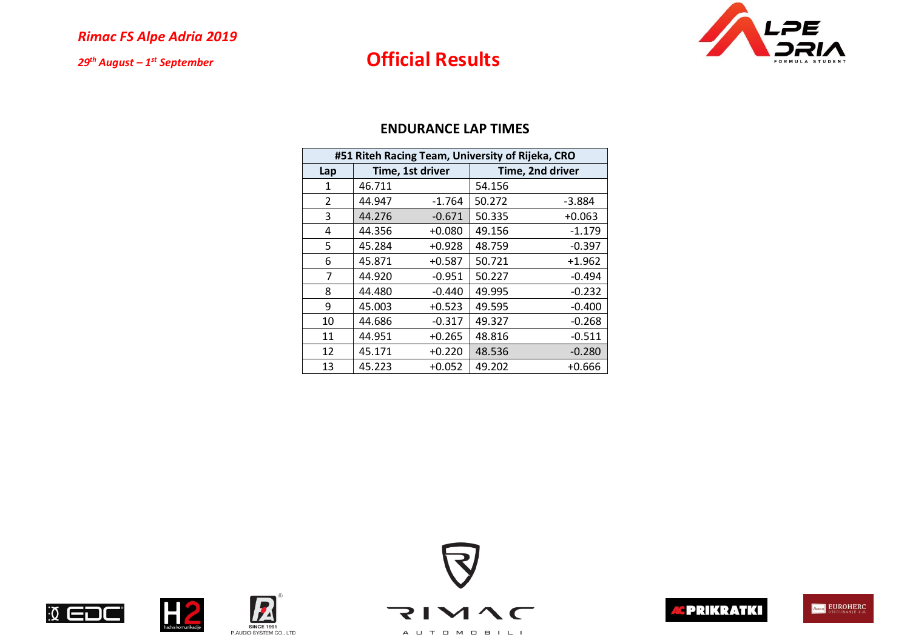# Official Results

## ENDURANCE LAP TIMES

| #51 Riteh Racing Team, University of Rijeka, CRO | | | | |
|---|---|---|---|---|
| Lap | Time, 1st driver | | Time, 2nd driver | |
| 1 | 46.711 | | 54.156 | |
| 2 | 44.947 | -1.764 | 50.272 | -3.884 |
| 3 | 44.276 | -0.671 | 50.335 | +0.063 |
| 4 | 44.356 | +0.080 | 49.156 | -1.179 |
| 5 | 45.284 | +0.928 | 48.759 | -0.397 |
| 6 | 45.871 | +0.587 | 50.721 | +1.962 |
| 7 | 44.920 | -0.951 | 50.227 | -0.494 |
| 8 | 44.480 | -0.440 | 49.995 | -0.232 |
| 9 | 45.003 | +0.523 | 49.595 | -0.400 |
| 10 | 44.686 | -0.317 | 49.327 | -0.268 |
| 11 | 44.951 | +0.265 | 48.816 | -0.511 |
| 12 | 45.171 | +0.220 | 48.536 | -0.280 |
| 13 | 45.223 | +0.052 | 49.202 | +0.666 |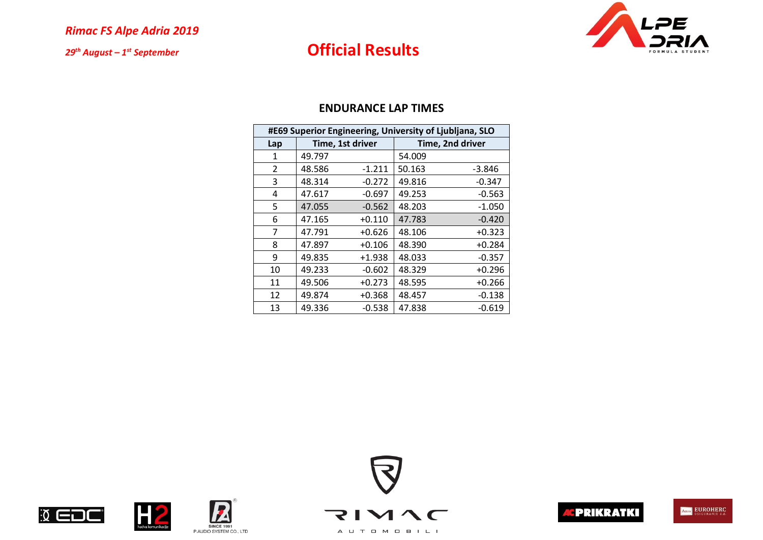*Rimac FS Alpe Adria 2019*

*29th August – 1st September*

# Official Results

## ENDURANCE LAP TIMES

| #E69 Superior Engineering, University of Ljubljana, SLO | | | | |
|---|---|---|---|---|
| Lap | Time, 1st driver | | Time, 2nd driver | |
| 1 | 49.797 | | 54.009 | |
| 2 | 48.586 | -1.211 | 50.163 | -3.846 |
| 3 | 48.314 | -0.272 | 49.816 | -0.347 |
| 4 | 47.617 | -0.697 | 49.253 | -0.563 |
| 5 | 47.055 | -0.562 | 48.203 | -1.050 |
| 6 | 47.165 | +0.110 | 47.783 | -0.420 |
| 7 | 47.791 | +0.626 | 48.106 | +0.323 |
| 8 | 47.897 | +0.106 | 48.390 | +0.284 |
| 9 | 49.835 | +1.938 | 48.033 | -0.357 |
| 10 | 49.233 | -0.602 | 48.329 | +0.296 |
| 11 | 49.506 | +0.273 | 48.595 | +0.266 |
| 12 | 49.874 | +0.368 | 48.457 | -0.138 |
| 13 | 49.336 | -0.538 | 47.838 | -0.619 |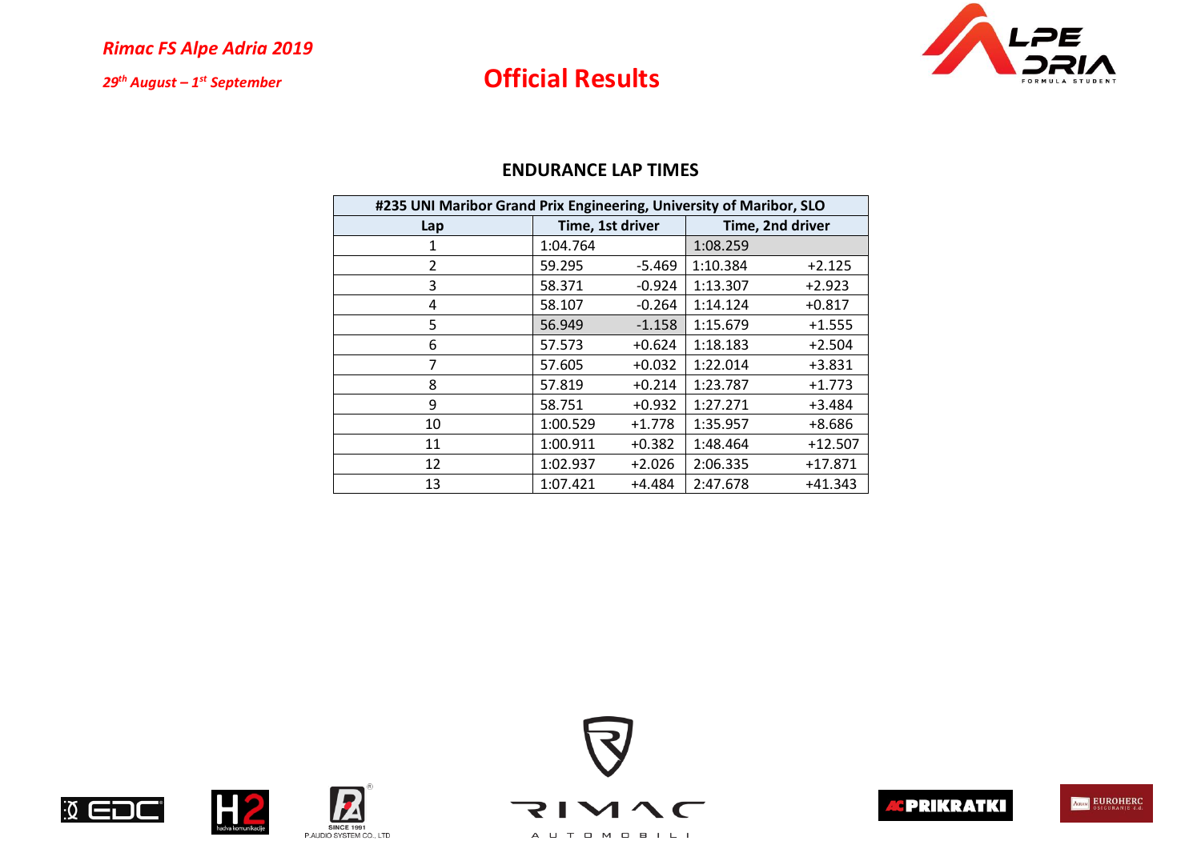*Rimac FS Alpe Adria 2019*

*29th August – 1st September*

# Official Results

## ENDURANCE LAP TIMES

| #235 UNI Maribor Grand Prix Engineering, University of Maribor, SLO | | | | |
|---|---|---|---|---|
| Lap | Time, 1st driver | | Time, 2nd driver | |
| 1 | 1:04.764 | | 1:08.259 | |
| 2 | 59.295 | -5.469 | 1:10.384 | +2.125 |
| 3 | 58.371 | -0.924 | 1:13.307 | +2.923 |
| 4 | 58.107 | -0.264 | 1:14.124 | +0.817 |
| 5 | 56.949 | -1.158 | 1:15.679 | +1.555 |
| 6 | 57.573 | +0.624 | 1:18.183 | +2.504 |
| 7 | 57.605 | +0.032 | 1:22.014 | +3.831 |
| 8 | 57.819 | +0.214 | 1:23.787 | +1.773 |
| 9 | 58.751 | +0.932 | 1:27.271 | +3.484 |
| 10 | 1:00.529 | +1.778 | 1:35.957 | +8.686 |
| 11 | 1:00.911 | +0.382 | 1:48.464 | +12.507 |
| 12 | 1:02.937 | +2.026 | 2:06.335 | +17.871 |
| 13 | 1:07.421 | +4.484 | 2:47.678 | +41.343 |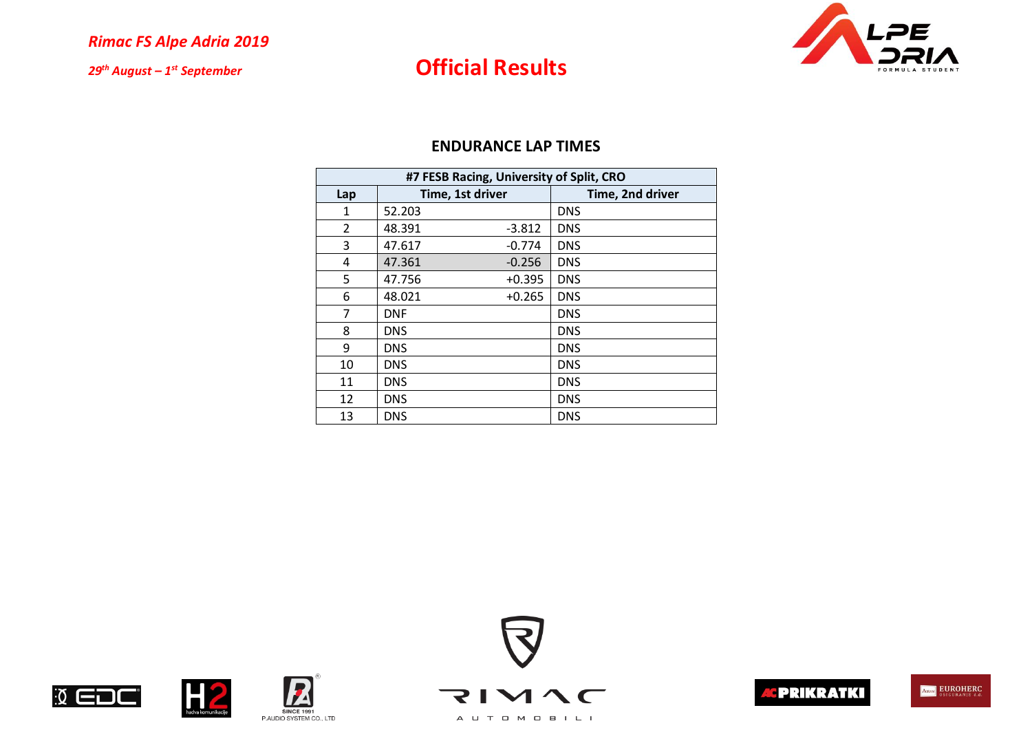*Rimac FS Alpe Adria 2019*

*29th August – 1st September*

# Official Results

## ENDURANCE LAP TIMES

| #7 FESB Racing, University of Split, CRO | | | |
|---|---|---|---|
| Lap | Time, 1st driver | | Time, 2nd driver |
| 1 | 52.203 | | DNS |
| 2 | 48.391 | -3.812 | DNS |
| 3 | 47.617 | -0.774 | DNS |
| 4 | 47.361 | -0.256 | DNS |
| 5 | 47.756 | +0.395 | DNS |
| 6 | 48.021 | +0.265 | DNS |
| 7 | DNF | | DNS |
| 8 | DNS | | DNS |
| 9 | DNS | | DNS |
| 10 | DNS | | DNS |
| 11 | DNS | | DNS |
| 12 | DNS | | DNS |
| 13 | DNS | | DNS |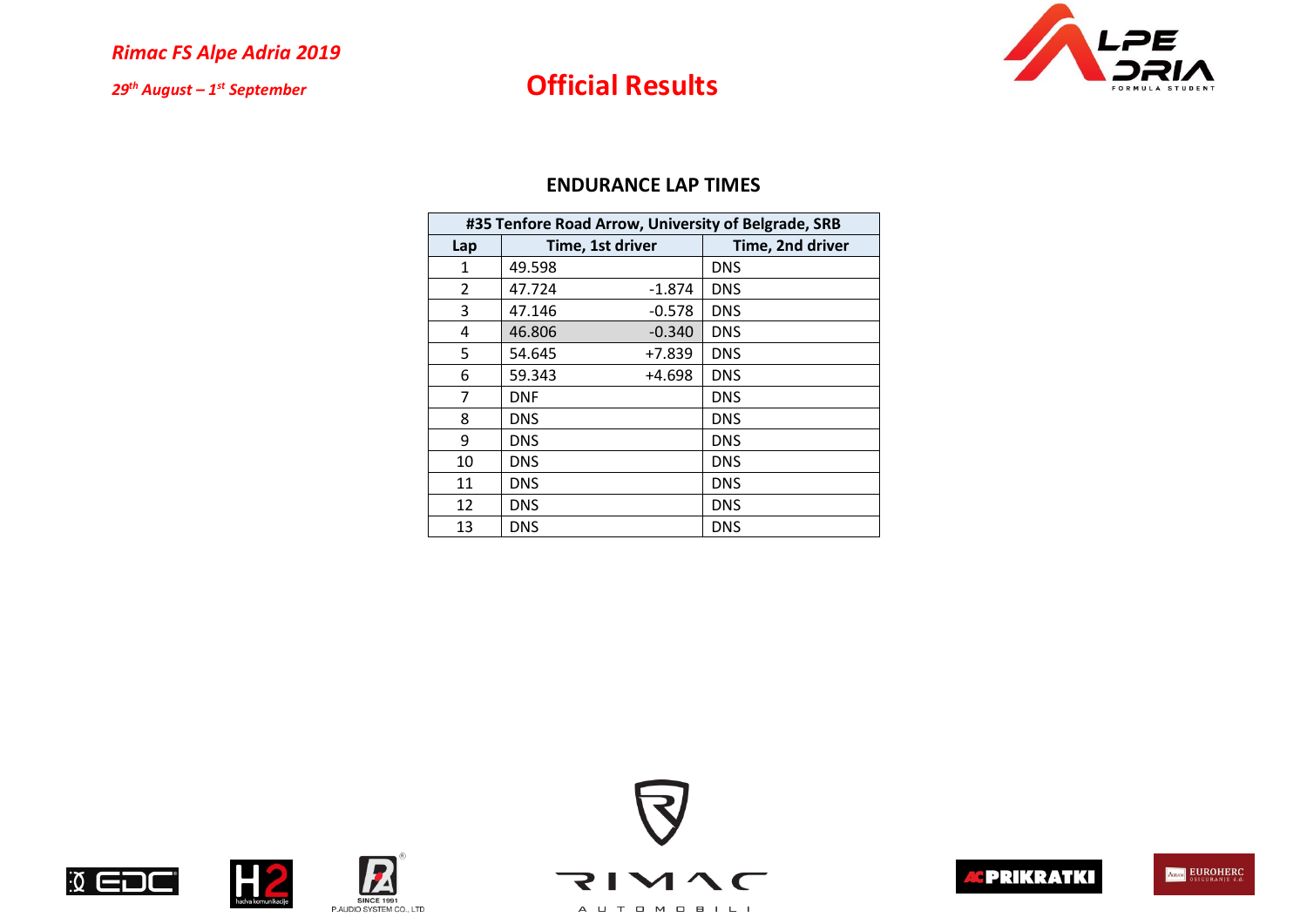## ENDURANCE LAP TIMES

| #35 Tenfore Road Arrow, University of Belgrade, SRB | | | |
|---|---|---|---|
| Lap | Time, 1st driver | | Time, 2nd driver |
| 1 | 49.598 | | DNS |
| 2 | 47.724 | -1.874 | DNS |
| 3 | 47.146 | -0.578 | DNS |
| 4 | 46.806 | -0.340 | DNS |
| 5 | 54.645 | +7.839 | DNS |
| 6 | 59.343 | +4.698 | DNS |
| 7 | DNF | | DNS |
| 8 | DNS | | DNS |
| 9 | DNS | | DNS |
| 10 | DNS | | DNS |
| 11 | DNS | | DNS |
| 12 | DNS | | DNS |
| 13 | DNS | | DNS |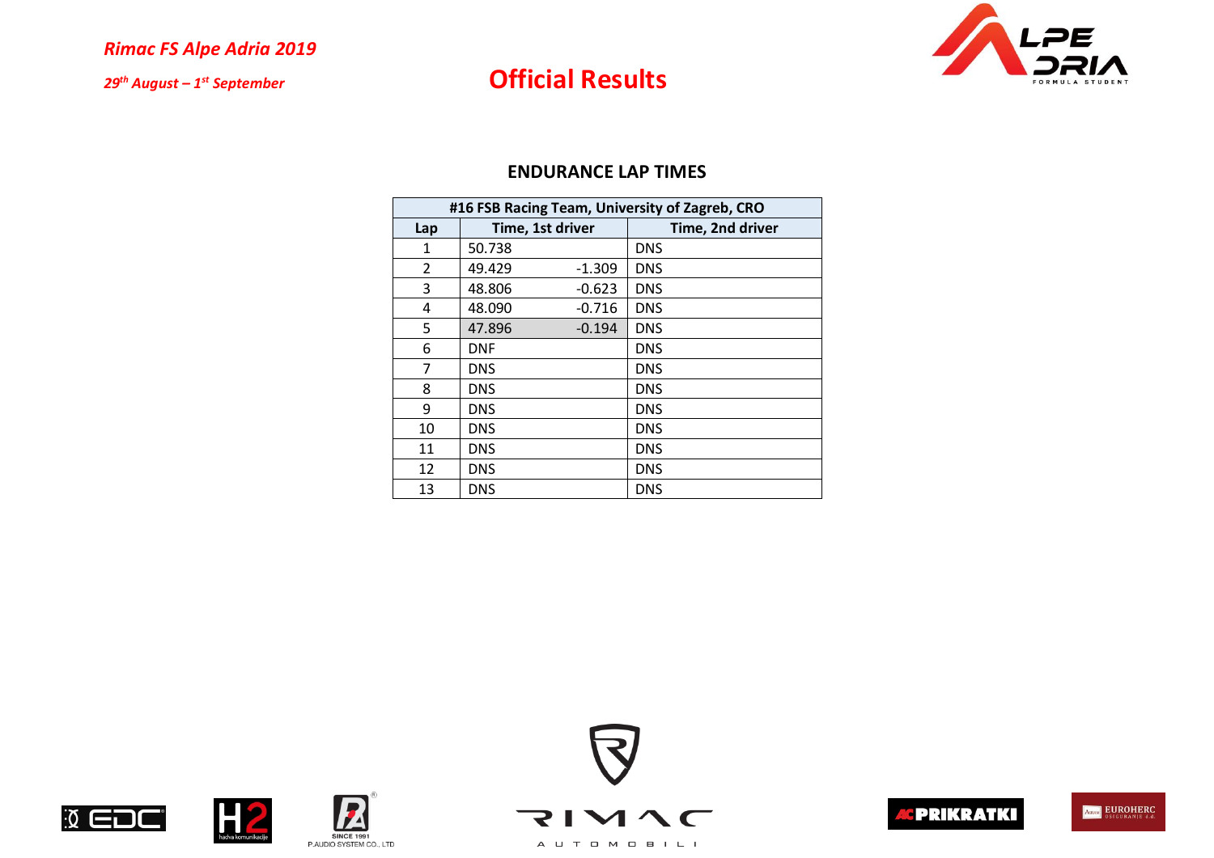*Rimac FS Alpe Adria 2019*

*29th August – 1st September*

# Official Results

## ENDURANCE LAP TIMES

| #16 FSB Racing Team, University of Zagreb, CRO | | | |
|---|---|---|---|
| Lap | Time, 1st driver | | Time, 2nd driver |
| 1 | 50.738 | | DNS |
| 2 | 49.429 | -1.309 | DNS |
| 3 | 48.806 | -0.623 | DNS |
| 4 | 48.090 | -0.716 | DNS |
| 5 | 47.896 | -0.194 | DNS |
| 6 | DNF | | DNS |
| 7 | DNS | | DNS |
| 8 | DNS | | DNS |
| 9 | DNS | | DNS |
| 10 | DNS | | DNS |
| 11 | DNS | | DNS |
| 12 | DNS | | DNS |
| 13 | DNS | | DNS |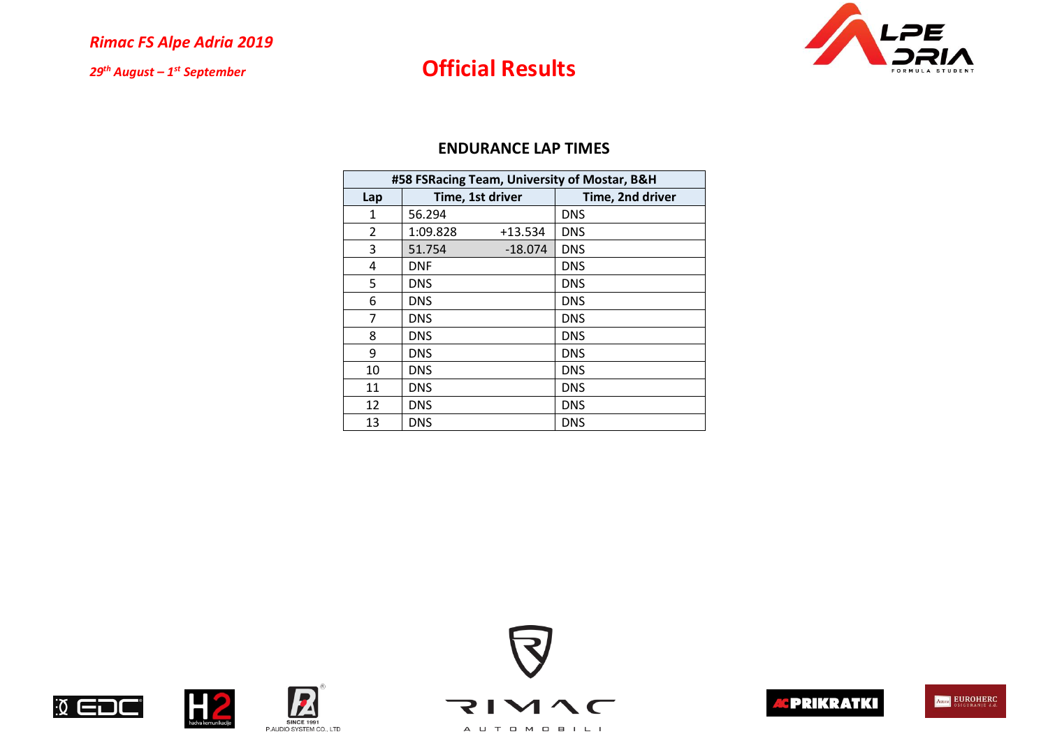*Rimac FS Alpe Adria 2019*

*29th August – 1st September*

# Official Results

## ENDURANCE LAP TIMES

| #58 FSRacing Team, University of Mostar, B&H | | | |
|---|---|---|---|
| Lap | Time, 1st driver | | Time, 2nd driver |
| 1 | 56.294 | | DNS |
| 2 | 1:09.828 | +13.534 | DNS |
| 3 | 51.754 | -18.074 | DNS |
| 4 | DNF | | DNS |
| 5 | DNS | | DNS |
| 6 | DNS | | DNS |
| 7 | DNS | | DNS |
| 8 | DNS | | DNS |
| 9 | DNS | | DNS |
| 10 | DNS | | DNS |
| 11 | DNS | | DNS |
| 12 | DNS | | DNS |
| 13 | DNS | | DNS |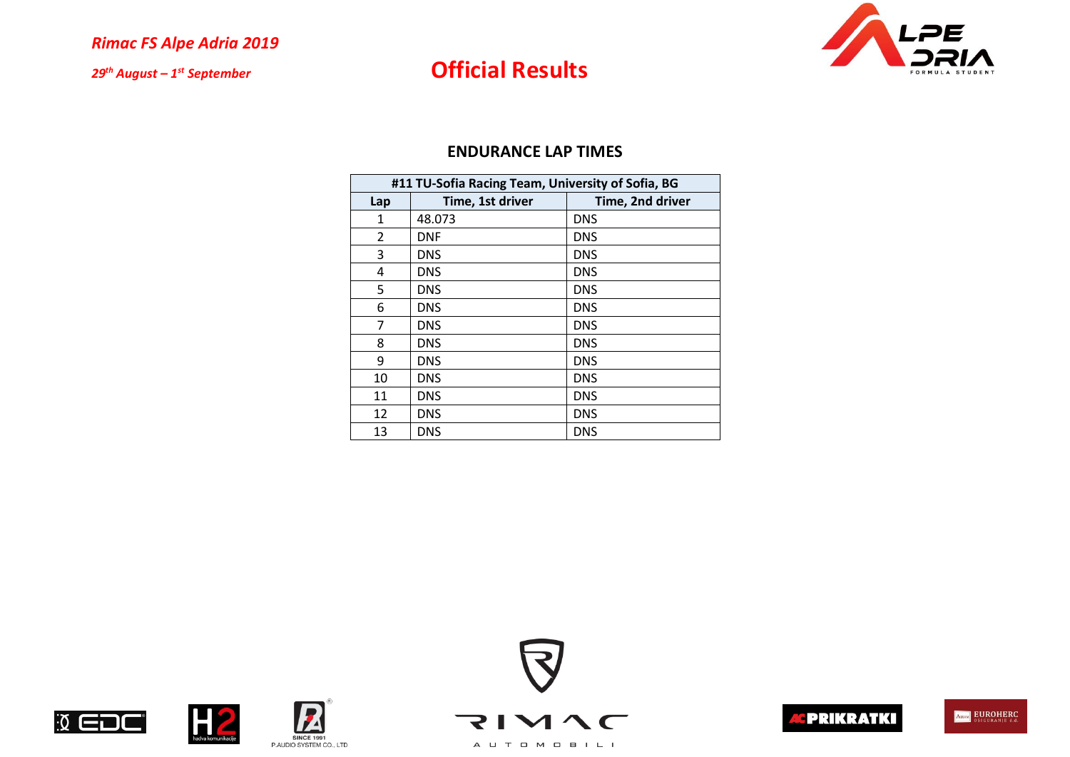*Rimac FS Alpe Adria 2019*

*29th August – 1st September*

# Official Results

## ENDURANCE LAP TIMES

| #11 TU-Sofia Racing Team, University of Sofia, BG | | |
|---|---|---|
| Lap | Time, 1st driver | Time, 2nd driver |
| 1 | 48.073 | DNS |
| 2 | DNF | DNS |
| 3 | DNS | DNS |
| 4 | DNS | DNS |
| 5 | DNS | DNS |
| 6 | DNS | DNS |
| 7 | DNS | DNS |
| 8 | DNS | DNS |
| 9 | DNS | DNS |
| 10 | DNS | DNS |
| 11 | DNS | DNS |
| 12 | DNS | DNS |
| 13 | DNS | DNS |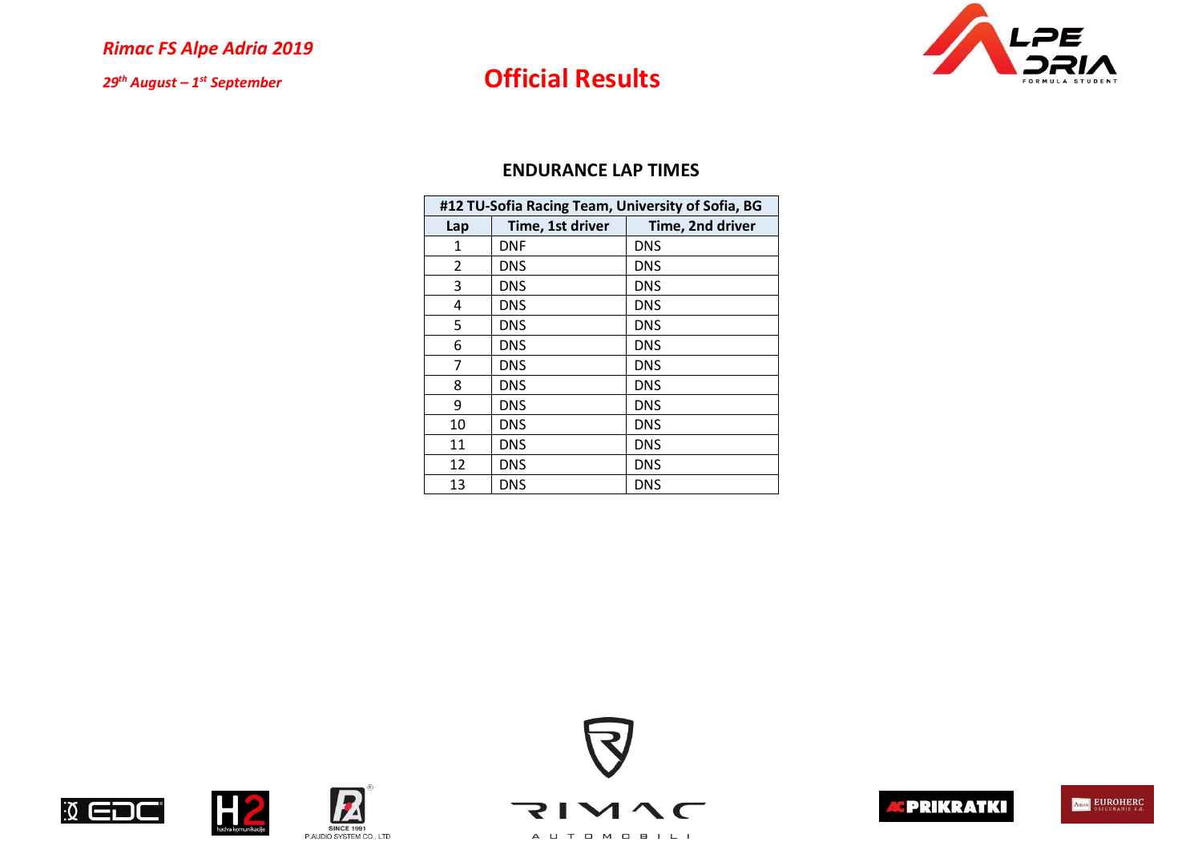## ENDURANCE LAP TIMES

| #12 TU-Sofia Racing Team, University of Sofia, BG | | |
|---|---|---|
| Lap | Time, 1st driver | Time, 2nd driver |
| 1 | DNF | DNS |
| 2 | DNS | DNS |
| 3 | DNS | DNS |
| 4 | DNS | DNS |
| 5 | DNS | DNS |
| 6 | DNS | DNS |
| 7 | DNS | DNS |
| 8 | DNS | DNS |
| 9 | DNS | DNS |
| 10 | DNS | DNS |
| 11 | DNS | DNS |
| 12 | DNS | DNS |
| 13 | DNS | DNS |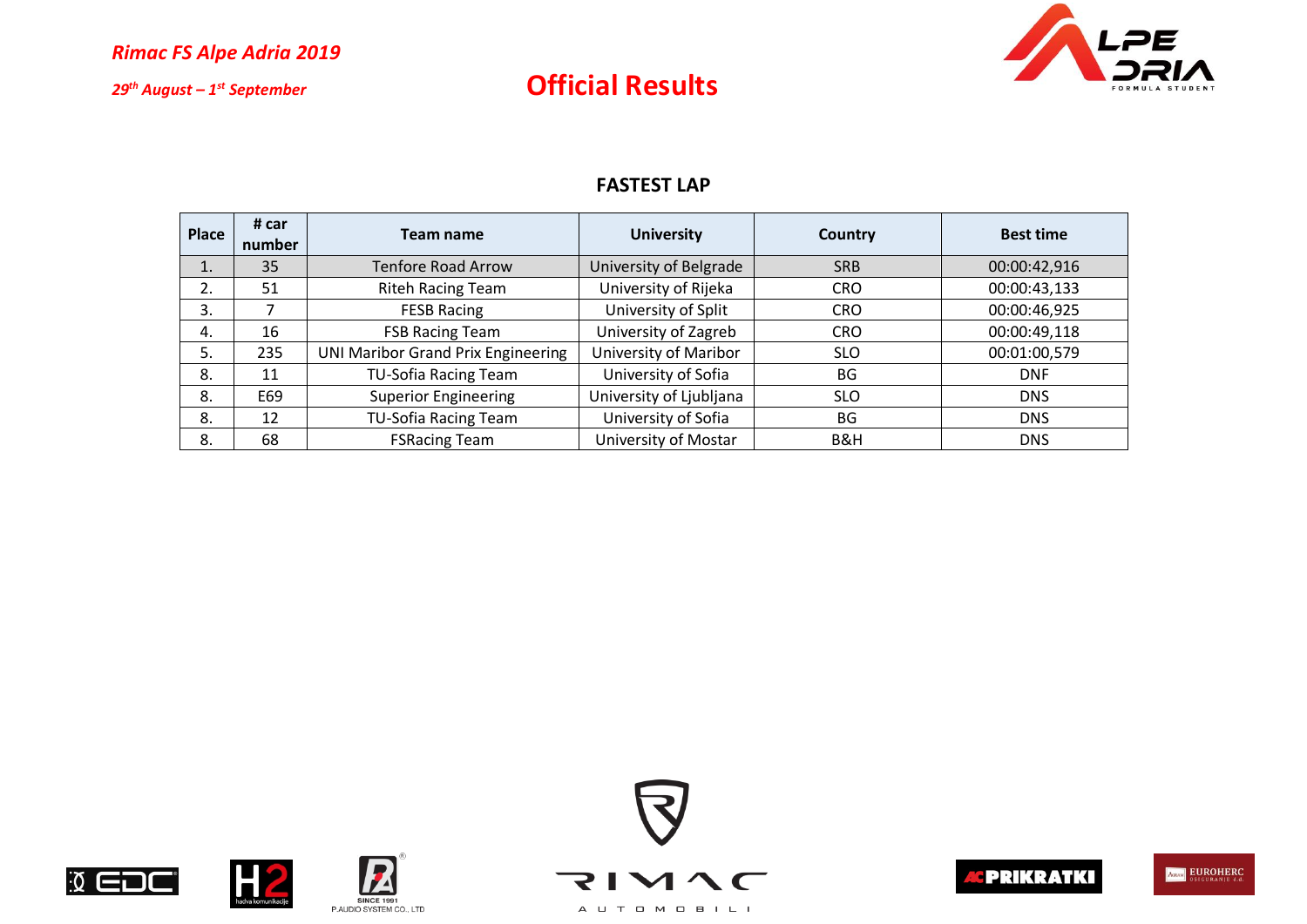*Rimac FS Alpe Adria 2019*

*29th August – 1st September*

# Official Results

## FASTEST LAP

| Place | # car number | Team name | University | Country | Best time |
|---|---|---|---|---|---|
| 1. | 35 | Tenfore Road Arrow | University of Belgrade | SRB | 00:00:42,916 |
| 2. | 51 | Riteh Racing Team | University of Rijeka | CRO | 00:00:43,133 |
| 3. | 7 | FESB Racing | University of Split | CRO | 00:00:46,925 |
| 4. | 16 | FSB Racing Team | University of Zagreb | CRO | 00:00:49,118 |
| 5. | 235 | UNI Maribor Grand Prix Engineering | University of Maribor | SLO | 00:01:00,579 |
| 8. | 11 | TU-Sofia Racing Team | University of Sofia | BG | DNF |
| 8. | E69 | Superior Engineering | University of Ljubljana | SLO | DNS |
| 8. | 12 | TU-Sofia Racing Team | University of Sofia | BG | DNS |
| 8. | 68 | FSRacing Team | University of Mostar | B&H | DNS |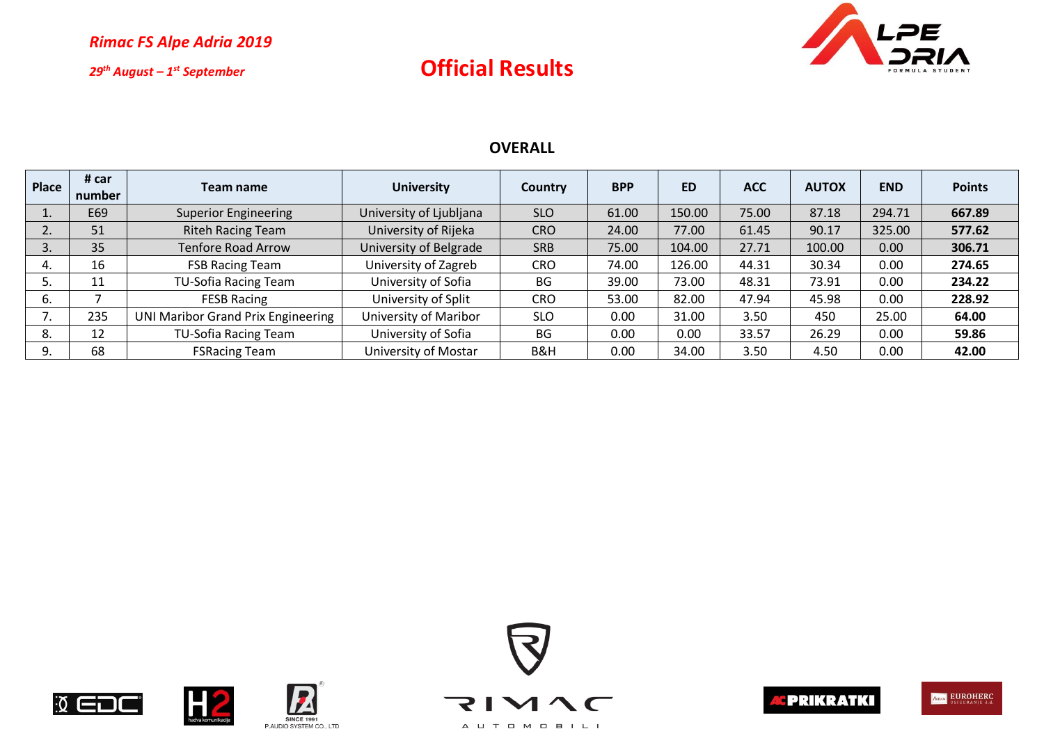*Rimac FS Alpe Adria 2019*

*29th August – 1st September*

# Official Results

## OVERALL

| Place | # car number | Team name | University | Country | BPP | ED | ACC | AUTOX | END | Points |
|---|---|---|---|---|---|---|---|---|---|---|
| 1. | E69 | Superior Engineering | University of Ljubljana | SLO | 61.00 | 150.00 | 75.00 | 87.18 | 294.71 | **667.89** |
| 2. | 51 | Riteh Racing Team | University of Rijeka | CRO | 24.00 | 77.00 | 61.45 | 90.17 | 325.00 | **577.62** |
| 3. | 35 | Tenfore Road Arrow | University of Belgrade | SRB | 75.00 | 104.00 | 27.71 | 100.00 | 0.00 | **306.71** |
| 4. | 16 | FSB Racing Team | University of Zagreb | CRO | 74.00 | 126.00 | 44.31 | 30.34 | 0.00 | **274.65** |
| 5. | 11 | TU-Sofia Racing Team | University of Sofia | BG | 39.00 | 73.00 | 48.31 | 73.91 | 0.00 | **234.22** |
| 6. | 7 | FESB Racing | University of Split | CRO | 53.00 | 82.00 | 47.94 | 45.98 | 0.00 | **228.92** |
| 7. | 235 | UNI Maribor Grand Prix Engineering | University of Maribor | SLO | 0.00 | 31.00 | 3.50 | 450 | 25.00 | **64.00** |
| 8. | 12 | TU-Sofia Racing Team | University of Sofia | BG | 0.00 | 0.00 | 33.57 | 26.29 | 0.00 | **59.86** |
| 9. | 68 | FSRacing Team | University of Mostar | B&H | 0.00 | 34.00 | 3.50 | 4.50 | 0.00 | **42.00** |